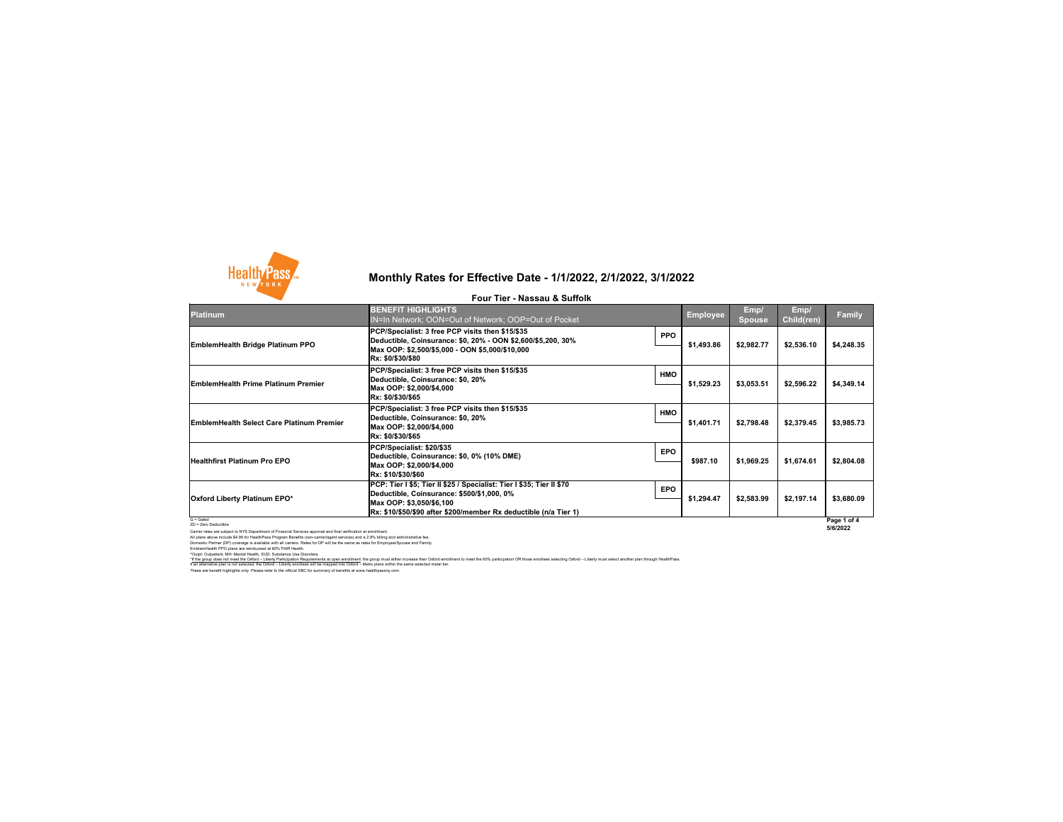# Monthly Rates for Effective Date - 1/1/2022, 2/1/2022, 3/1/2022

## Four Tier - Nassau & Suffolk

| Platinum | BENEFIT HIGHLIGHTS<br>IN=In Network; OON=Out of Network; OOP=Out of Pocket | | Employee | Emp/ Spouse | Emp/ Child(ren) | Family |
|---|---|---|---|---|---|---|
| EmblemHealth Bridge Platinum PPO | PCP/Specialist: 3 free PCP visits then $15/$35<br>Deductible, Coinsurance: $0, 20% - OON $2,600/$5,200, 30%<br>Max OOP: $2,500/$5,000 - OON $5,000/$10,000<br>Rx: $0/$30/$80 | PPO | $1,493.86 | $2,982.77 | $2,536.10 | $4,248.35 |
| EmblemHealth Prime Platinum Premier | PCP/Specialist: 3 free PCP visits then $15/$35<br>Deductible, Coinsurance: $0, 20%<br>Max OOP: $2,000/$4,000<br>Rx: $0/$30/$65 | HMO | $1,529.23 | $3,053.51 | $2,596.22 | $4,349.14 |
| EmblemHealth Select Care Platinum Premier | PCP/Specialist: 3 free PCP visits then $15/$35<br>Deductible, Coinsurance: $0, 20%<br>Max OOP: $2,000/$4,000<br>Rx: $0/$30/$65 | HMO | $1,401.71 | $2,798.48 | $2,379.45 | $3,985.73 |
| Healthfirst Platinum Pro EPO | PCP/Specialist: $20/$35<br>Deductible, Coinsurance: $0, 0% (10% DME)<br>Max OOP: $2,000/$4,000<br>Rx: $10/$30/$60 | EPO | $987.10 | $1,969.25 | $1,674.61 | $2,804.08 |
| Oxford Liberty Platinum EPO* | PCP: Tier I $5; Tier II $25 / Specialist: Tier I $35; Tier II $70<br>Deductible, Coinsurance: $500/$1,000, 0%<br>Max OOP: $3,050/$6,100<br>Rx: $10/$50/$90 after $200/member Rx deductible (n/a Tier 1) | EPO | $1,294.47 | $2,583.99 | $2,197.14 | $3,680.09 |

G = Gated
ZD = Zero Deductible

Carrier rates are subject to NYS Department of Financial Services approval and final verification at enrollment.
All plans above include $4.95 for HealthPass Program Benefits (non-carrier/agent services) and a 2.9% billing and administrative fee.
Domestic Partner (DP) coverage is available with all carriers. Rates for DP will be the same as rates for Employee/Spouse and Family.
EmblemHealth PPO plans are reimbursed at 80% FAIR Health.
^Outpt: Outpatient, MH: Mental Health, SUD: Substance Use Disorders
*If the group does not meet the Oxford – Liberty Participation Requirements at open enrollment: the group must either increase their Oxford enrollment to meet the 60% participation OR those enrollees selecting Oxford – Liberty must select another plan through HealthPass.
If an alternative plan is not selected, the Oxford – Liberty enrollees will be mapped into Oxford – Metro plans within the same selected metal tier.
These are benefit highlights only. Please refer to the official SBC for summary of benefits at www.healthpassny.com.

5/6/2022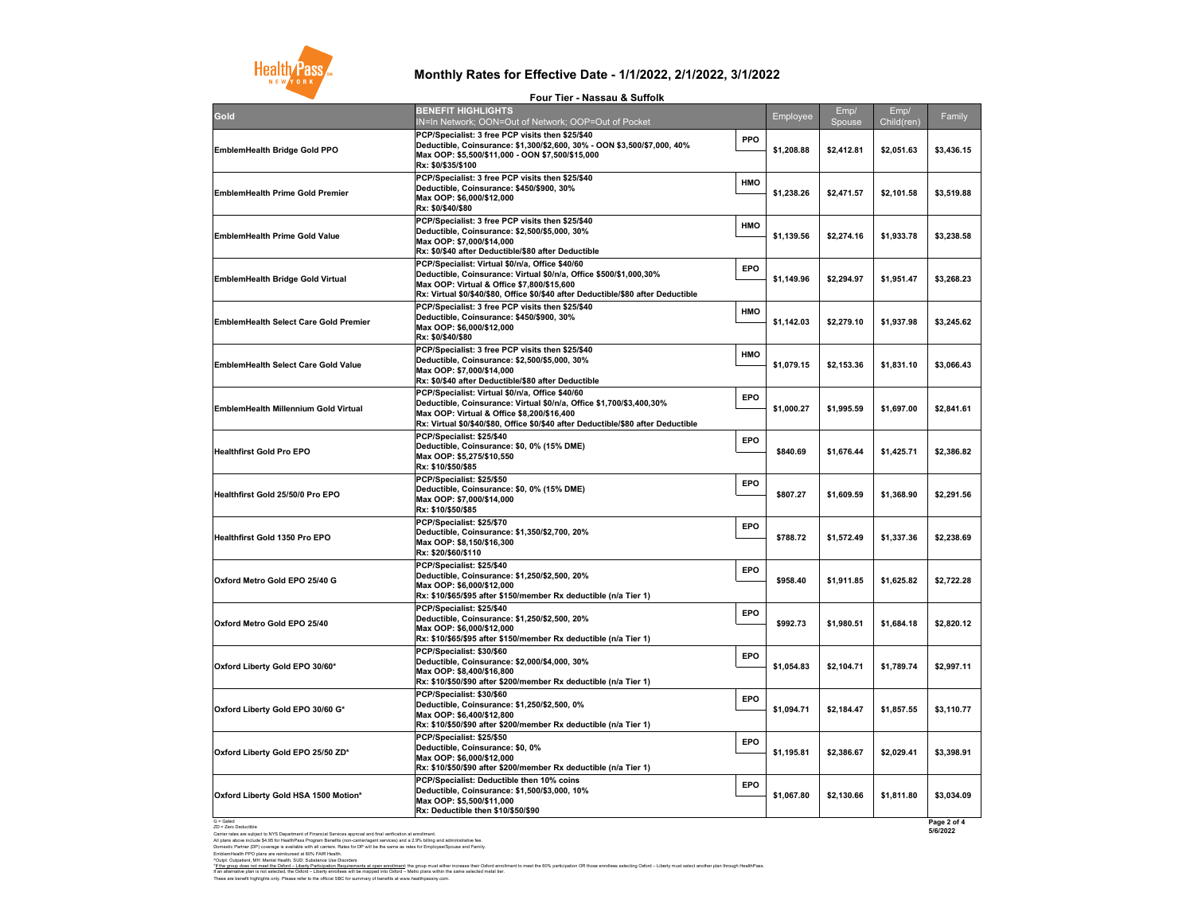# Monthly Rates for Effective Date - 1/1/2022, 2/1/2022, 3/1/2022

## Four Tier - Nassau & Suffolk

| Gold | BENEFIT HIGHLIGHTS<br>IN=In Network; OON=Out of Network; OOP=Out of Pocket | | Employee | Emp/ Spouse | Emp/ Child(ren) | Family |
|---|---|---|---|---|---|---|
| EmblemHealth Bridge Gold PPO | PCP/Specialist: 3 free PCP visits then $25/$40<br>Deductible, Coinsurance: $1,300/$2,600, 30% - OON $3,500/$7,000, 40%<br>Max OOP: $5,500/$11,000 - OON $7,500/$15,000<br>Rx: $0/$35/$100 | PPO | $1,208.88 | $2,412.81 | $2,051.63 | $3,436.15 |
| EmblemHealth Prime Gold Premier | PCP/Specialist: 3 free PCP visits then $25/$40<br>Deductible, Coinsurance: $450/$900, 30%<br>Max OOP: $6,000/$12,000<br>Rx: $0/$40/$80 | HMO | $1,238.26 | $2,471.57 | $2,101.58 | $3,519.88 |
| EmblemHealth Prime Gold Value | PCP/Specialist: 3 free PCP visits then $25/$40<br>Deductible, Coinsurance: $2,500/$5,000, 30%<br>Max OOP: $7,000/$14,000<br>Rx: $0/$40 after Deductible/$80 after Deductible | HMO | $1,139.56 | $2,274.16 | $1,933.78 | $3,238.58 |
| EmblemHealth Bridge Gold Virtual | PCP/Specialist: Virtual $0/n/a, Office $40/60<br>Deductible, Coinsurance: Virtual $0/n/a, Office $500/$1,000,30%<br>Max OOP: Virtual & Office $7,800/$15,600<br>Rx: Virtual $0/$40/$80, Office $0/$40 after Deductible/$80 after Deductible | EPO | $1,149.96 | $2,294.97 | $1,951.47 | $3,268.23 |
| EmblemHealth Select Care Gold Premier | PCP/Specialist: 3 free PCP visits then $25/$40<br>Deductible, Coinsurance: $450/$900, 30%<br>Max OOP: $6,000/$12,000<br>Rx: $0/$40/$80 | HMO | $1,142.03 | $2,279.10 | $1,937.98 | $3,245.62 |
| EmblemHealth Select Care Gold Value | PCP/Specialist: 3 free PCP visits then $25/$40<br>Deductible, Coinsurance: $2,500/$5,000, 30%<br>Max OOP: $7,000/$14,000<br>Rx: $0/$40 after Deductible/$80 after Deductible | HMO | $1,079.15 | $2,153.36 | $1,831.10 | $3,066.43 |
| EmblemHealth Millennium Gold Virtual | PCP/Specialist: Virtual $0/n/a, Office $40/60<br>Deductible, Coinsurance: Virtual $0/n/a, Office $1,700/$3,400,30%<br>Max OOP: Virtual & Office $8,200/$16,400<br>Rx: Virtual $0/$40/$80, Office $0/$40 after Deductible/$80 after Deductible | EPO | $1,000.27 | $1,995.59 | $1,697.00 | $2,841.61 |
| Healthfirst Gold Pro EPO | PCP/Specialist: $25/$40<br>Deductible, Coinsurance: $0, 0% (15% DME)<br>Max OOP: $5,275/$10,550<br>Rx: $10/$50/$85 | EPO | $840.69 | $1,676.44 | $1,425.71 | $2,386.82 |
| Healthfirst Gold 25/50/0 Pro EPO | PCP/Specialist: $25/$50<br>Deductible, Coinsurance: $0, 0% (15% DME)<br>Max OOP: $7,000/$14,000<br>Rx: $10/$50/$85 | EPO | $807.27 | $1,609.59 | $1,368.90 | $2,291.56 |
| Healthfirst Gold 1350 Pro EPO | PCP/Specialist: $25/$70<br>Deductible, Coinsurance: $1,350/$2,700, 20%<br>Max OOP: $8,150/$16,300<br>Rx: $20/$60/$110 | EPO | $788.72 | $1,572.49 | $1,337.36 | $2,238.69 |
| Oxford Metro Gold EPO 25/40 G | PCP/Specialist: $25/$40<br>Deductible, Coinsurance: $1,250/$2,500, 20%<br>Max OOP: $6,000/$12,000<br>Rx: $10/$65/$95 after $150/member Rx deductible (n/a Tier 1) | EPO | $958.40 | $1,911.85 | $1,625.82 | $2,722.28 |
| Oxford Metro Gold EPO 25/40 | PCP/Specialist: $25/$40<br>Deductible, Coinsurance: $1,250/$2,500, 20%<br>Max OOP: $6,000/$12,000<br>Rx: $10/$65/$95 after $150/member Rx deductible (n/a Tier 1) | EPO | $992.73 | $1,980.51 | $1,684.18 | $2,820.12 |
| Oxford Liberty Gold EPO 30/60* | PCP/Specialist: $30/$60<br>Deductible, Coinsurance: $2,000/$4,000, 30%<br>Max OOP: $8,400/$16,800<br>Rx: $10/$50/$90 after $200/member Rx deductible (n/a Tier 1) | EPO | $1,054.83 | $2,104.71 | $1,789.74 | $2,997.11 |
| Oxford Liberty Gold EPO 30/60 G* | PCP/Specialist: $30/$60<br>Deductible, Coinsurance: $1,250/$2,500, 0%<br>Max OOP: $6,400/$12,800<br>Rx: $10/$50/$90 after $200/member Rx deductible (n/a Tier 1) | EPO | $1,094.71 | $2,184.47 | $1,857.55 | $3,110.77 |
| Oxford Liberty Gold EPO 25/50 ZD* | PCP/Specialist: $25/$50<br>Deductible, Coinsurance: $0, 0%<br>Max OOP: $6,000/$12,000<br>Rx: $10/$50/$90 after $200/member Rx deductible (n/a Tier 1) | EPO | $1,195.81 | $2,386.67 | $2,029.41 | $3,398.91 |
| Oxford Liberty Gold HSA 1500 Motion* | PCP/Specialist: Deductible then 10% coins<br>Deductible, Coinsurance: $1,500/$3,000, 10%<br>Max OOP: $5,500/$11,000<br>Rx: Deductible then $10/$50/$90 | EPO | $1,067.80 | $2,130.66 | $1,811.80 | $3,034.09 |

G = Gated
ZD = Zero Deductible
Carrier rates are subject to NYS Department of Financial Services approval and final verification at enrollment.
All plans above include $4.95 for HealthPass Program Benefits (non-carrier/agent services) and a 2.9% billing and administrative fee.
Domestic Partner (DP) coverage is available with all carriers. Rates for DP will be the same as rates for Employee/Spouse and Family.
EmblemHealth PPO plans are reimbursed at 80% FAIR Health.
^Outpt: Outpatient, MH: Mental Health, SUD: Substance Use Disorders
*If the group does not meet the Oxford – Liberty Participation Requirements at open enrollment: the group must either increase their Oxford enrollment to meet the 60% participation OR those enrollees selecting Oxford – Liberty must select another plan through HealthPass.
If an alternative plan is not selected, the Oxford – Liberty enrollees will be mapped into Oxford – Metro plans within the same selected metal tier.
These are benefit highlights only. Please refer to the official SBC for summary of benefits at www.healthpassny.com.

5/6/2022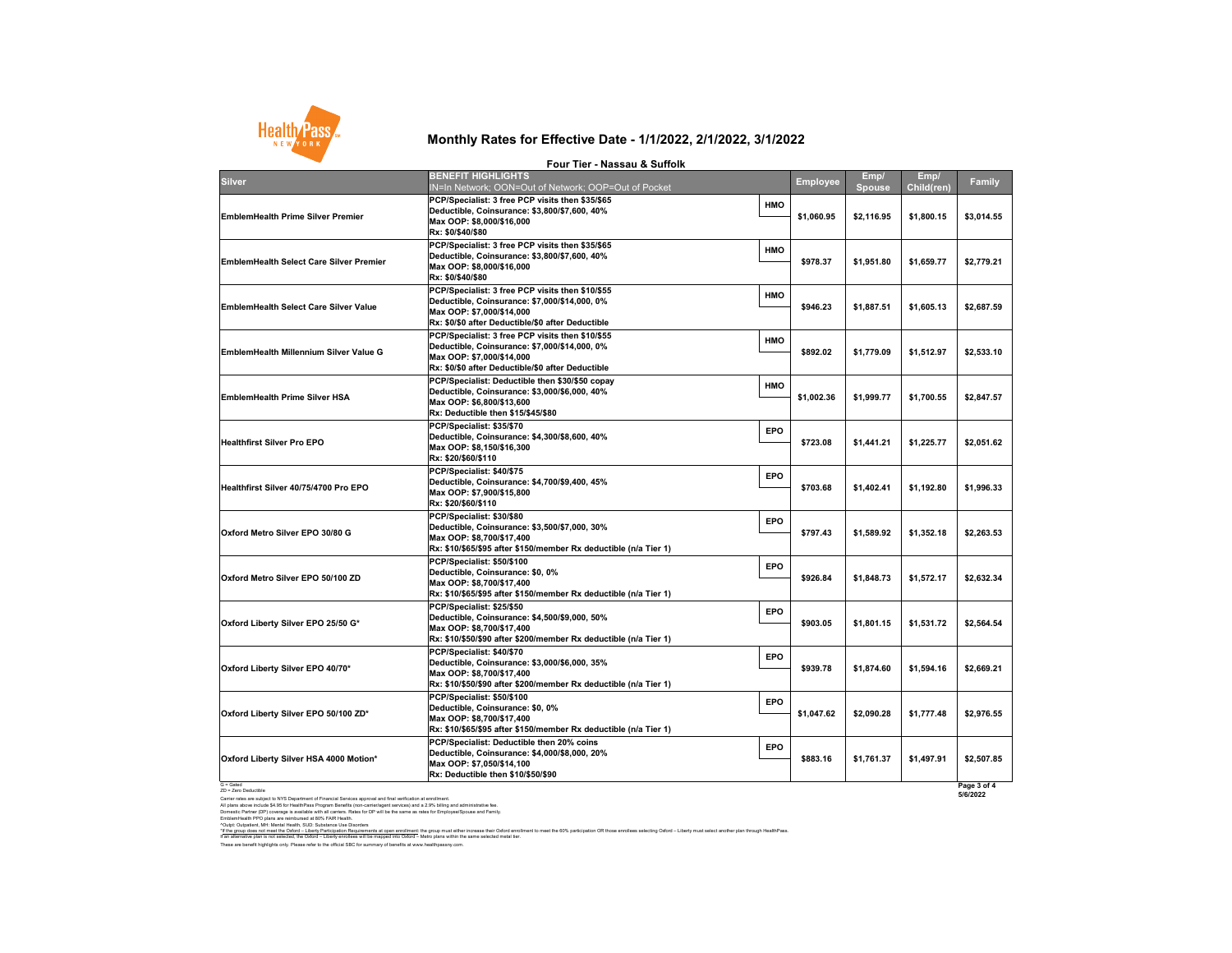# Monthly Rates for Effective Date - 1/1/2022, 2/1/2022, 3/1/2022

## Four Tier - Nassau & Suffolk

| Silver | BENEFIT HIGHLIGHTS IN=In Network; OON=Out of Network; OOP=Out of Pocket | | Employee | Emp/ Spouse | Emp/ Child(ren) | Family |
|---|---|---|---|---|---|---|
| EmblemHealth Prime Silver Premier | PCP/Specialist: 3 free PCP visits then $35/$65<br>Deductible, Coinsurance: $3,800/$7,600, 40%<br>Max OOP: $8,000/$16,000<br>Rx: $0/$40/$80 | HMO | $1,060.95 | $2,116.95 | $1,800.15 | $3,014.55 |
| EmblemHealth Select Care Silver Premier | PCP/Specialist: 3 free PCP visits then $35/$65<br>Deductible, Coinsurance: $3,800/$7,600, 40%<br>Max OOP: $8,000/$16,000<br>Rx: $0/$40/$80 | HMO | $978.37 | $1,951.80 | $1,659.77 | $2,779.21 |
| EmblemHealth Select Care Silver Value | PCP/Specialist: 3 free PCP visits then $10/$55<br>Deductible, Coinsurance: $7,000/$14,000, 0%<br>Max OOP: $7,000/$14,000<br>Rx: $0/$0 after Deductible/$0 after Deductible | HMO | $946.23 | $1,887.51 | $1,605.13 | $2,687.59 |
| EmblemHealth Millennium Silver Value G | PCP/Specialist: 3 free PCP visits then $10/$55<br>Deductible, Coinsurance: $7,000/$14,000, 0%<br>Max OOP: $7,000/$14,000<br>Rx: $0/$0 after Deductible/$0 after Deductible | HMO | $892.02 | $1,779.09 | $1,512.97 | $2,533.10 |
| EmblemHealth Prime Silver HSA | PCP/Specialist: Deductible then $30/$50 copay<br>Deductible, Coinsurance: $3,000/$6,000, 40%<br>Max OOP: $6,800/$13,600<br>Rx: Deductible then $15/$45/$80 | HMO | $1,002.36 | $1,999.77 | $1,700.55 | $2,847.57 |
| Healthfirst Silver Pro EPO | PCP/Specialist: $35/$70<br>Deductible, Coinsurance: $4,300/$8,600, 40%<br>Max OOP: $8,150/$16,300<br>Rx: $20/$60/$110 | EPO | $723.08 | $1,441.21 | $1,225.77 | $2,051.62 |
| Healthfirst Silver 40/75/4700 Pro EPO | PCP/Specialist: $40/$75<br>Deductible, Coinsurance: $4,700/$9,400, 45%<br>Max OOP: $7,900/$15,800<br>Rx: $20/$60/$110 | EPO | $703.68 | $1,402.41 | $1,192.80 | $1,996.33 |
| Oxford Metro Silver EPO 30/80 G | PCP/Specialist: $30/$80<br>Deductible, Coinsurance: $3,500/$7,000, 30%<br>Max OOP: $8,700/$17,400<br>Rx: $10/$65/$95 after $150/member Rx deductible (n/a Tier 1) | EPO | $797.43 | $1,589.92 | $1,352.18 | $2,263.53 |
| Oxford Metro Silver EPO 50/100 ZD | PCP/Specialist: $50/$100<br>Deductible, Coinsurance: $0, 0%<br>Max OOP: $8,700/$17,400<br>Rx: $10/$65/$95 after $150/member Rx deductible (n/a Tier 1) | EPO | $926.84 | $1,848.73 | $1,572.17 | $2,632.34 |
| Oxford Liberty Silver EPO 25/50 G* | PCP/Specialist: $25/$50<br>Deductible, Coinsurance: $4,500/$9,000, 50%<br>Max OOP: $8,700/$17,400<br>Rx: $10/$50/$90 after $200/member Rx deductible (n/a Tier 1) | EPO | $903.05 | $1,801.15 | $1,531.72 | $2,564.54 |
| Oxford Liberty Silver EPO 40/70* | PCP/Specialist: $40/$70<br>Deductible, Coinsurance: $3,000/$6,000, 35%<br>Max OOP: $8,700/$17,400<br>Rx: $10/$50/$90 after $200/member Rx deductible (n/a Tier 1) | EPO | $939.78 | $1,874.60 | $1,594.16 | $2,669.21 |
| Oxford Liberty Silver EPO 50/100 ZD* | PCP/Specialist: $50/$100<br>Deductible, Coinsurance: $0, 0%<br>Max OOP: $8,700/$17,400<br>Rx: $10/$65/$95 after $150/member Rx deductible (n/a Tier 1) | EPO | $1,047.62 | $2,090.28 | $1,777.48 | $2,976.55 |
| Oxford Liberty Silver HSA 4000 Motion* | PCP/Specialist: Deductible then 20% coins<br>Deductible, Coinsurance: $4,000/$8,000, 20%<br>Max OOP: $7,050/$14,100<br>Rx: Deductible then $10/$50/$90 | EPO | $883.16 | $1,761.37 | $1,497.91 | $2,507.85 |

G = Gated
ZD = Zero Deductible

Carrier rates are subject to NYS Department of Financial Services approval and final verification at enrollment.
All plans above include $4.95 for HealthPass Program Benefits (non-carrier/agent services) and a 2.9% billing and administrative fee.
Domestic Partner (DP) coverage is available with all carriers. Rates for DP will be the same as rates for Employee/Spouse and Family.
EmblemHealth PPO plans are reimbursed at 80% FAIR Health.
^Outpt: Outpatient, MH: Mental Health, SUD: Substance Use Disorders
*If the group does not meet the Oxford – Liberty Participation Requirements at open enrollment: the group must either increase their Oxford enrollment to meet the 60% participation OR those enrollees selecting Oxford – Liberty must select another plan through HealthPass.
If an alternative plan is not selected, the Oxford – Liberty enrollees will be mapped into Oxford – Metro plans within the same selected metal tier.
These are benefit highlights only. Please refer to the official SBC for summary of benefits at www.healthpassny.com.

5/6/2022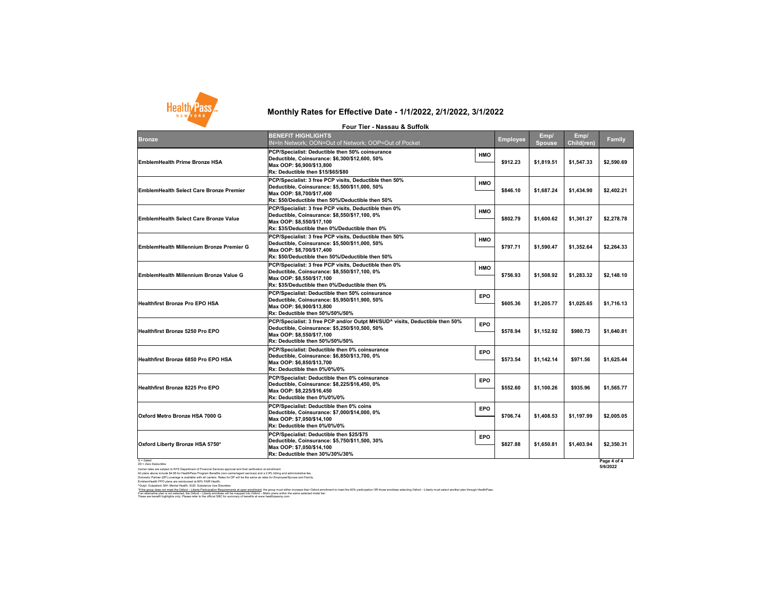# Monthly Rates for Effective Date - 1/1/2022, 2/1/2022, 3/1/2022

## Four Tier - Nassau & Suffolk

| Bronze | BENEFIT HIGHLIGHTS<br>IN=In Network; OON=Out of Network; OOP=Out of Pocket | | Employee | Emp/ Spouse | Emp/ Child(ren) | Family |
|---|---|---|---|---|---|---|
| EmblemHealth Prime Bronze HSA | **PCP/Specialist: Deductible then 50% coinsurance**<br>**Deductible, Coinsurance: $6,300/$12,600, 50%**<br>**Max OOP: $6,900/$13,800**<br>**Rx: Deductible then $15/$65/$80** | HMO | $912.23 | $1,819.51 | $1,547.33 | $2,590.69 |
| EmblemHealth Select Care Bronze Premier | **PCP/Specialist: 3 free PCP visits, Deductible then 50%**<br>**Deductible, Coinsurance: $5,500/$11,000, 50%**<br>**Max OOP: $8,700/$17,400**<br>**Rx: $50/Deductible then 50%/Deductible then 50%** | HMO | $846.10 | $1,687.24 | $1,434.90 | $2,402.21 |
| EmblemHealth Select Care Bronze Value | **PCP/Specialist: 3 free PCP visits, Deductible then 0%**<br>**Deductible, Coinsurance: $8,550/$17,100, 0%**<br>**Max OOP: $8,550/$17,100**<br>**Rx: $35/Deductible then 0%/Deductible then 0%** | HMO | $802.79 | $1,600.62 | $1,361.27 | $2,278.78 |
| EmblemHealth Millennium Bronze Premier G | **PCP/Specialist: 3 free PCP visits, Deductible then 50%**<br>**Deductible, Coinsurance: $5,500/$11,000, 50%**<br>**Max OOP: $8,700/$17,400**<br>**Rx: $50/Deductible then 50%/Deductible then 50%** | HMO | $797.71 | $1,590.47 | $1,352.64 | $2,264.33 |
| EmblemHealth Millennium Bronze Value G | **PCP/Specialist: 3 free PCP visits, Deductible then 0%**<br>**Deductible, Coinsurance: $8,550/$17,100, 0%**<br>**Max OOP: $8,550/$17,100**<br>**Rx: $35/Deductible then 0%/Deductible then 0%** | HMO | $756.93 | $1,508.92 | $1,283.32 | $2,148.10 |
| Healthfirst Bronze Pro EPO HSA | **PCP/Specialist: Deductible then 50% coinsurance**<br>**Deductible, Coinsurance: $5,950/$11,900, 50%**<br>**Max OOP: $6,900/$13,800**<br>**Rx: Deductible then 50%/50%/50%** | EPO | $605.36 | $1,205.77 | $1,025.65 | $1,716.13 |
| Healthfirst Bronze 5250 Pro EPO | **PCP/Specialist: 3 free PCP and/or Outpt MH/SUD^ visits, Deductible then 50%**<br>**Deductible, Coinsurance: $5,250/$10,500, 50%**<br>**Max OOP: $8,550/$17,100**<br>**Rx: Deductible then 50%/50%/50%** | EPO | $578.94 | $1,152.92 | $980.73 | $1,640.81 |
| Healthfirst Bronze 6850 Pro EPO HSA | **PCP/Specialist: Deductible then 0% coinsurance**<br>**Deductible, Coinsurance: $6,850/$13,700, 0%**<br>**Max OOP: $6,850/$13,700**<br>**Rx: Deductible then 0%/0%/0%** | EPO | $573.54 | $1,142.14 | $971.56 | $1,625.44 |
| Healthfirst Bronze 8225 Pro EPO | **PCP/Specialist: Deductible then 0% coinsurance**<br>**Deductible, Coinsurance: $8,225/$16,450, 0%**<br>**Max OOP: $8,225/$16,450**<br>**Rx: Deductible then 0%/0%/0%** | EPO | $552.60 | $1,100.26 | $935.96 | $1,565.77 |
| Oxford Metro Bronze HSA 7000 G | **PCP/Specialist: Deductible then 0% coins**<br>**Deductible, Coinsurance: $7,000/$14,000, 0%**<br>**Max OOP: $7,050/$14,100**<br>**Rx: Deductible then 0%/0%/0%** | EPO | $706.74 | $1,408.53 | $1,197.99 | $2,005.05 |
| Oxford Liberty Bronze HSA 5750* | **PCP/Specialist: Deductible then $25/$75**<br>**Deductible, Coinsurance: $5,750/$11,500, 30%**<br>**Max OOP: $7,050/$14,100**<br>**Rx: Deductible then 30%/30%/30%** | EPO | $827.88 | $1,650.81 | $1,403.94 | $2,350.31 |

G = Gated
ZD = Zero Deductible

Carrier rates are subject to NYS Department of Financial Services approval and final verification at enrollment.
All plans above include $4.95 for HealthPass Program Benefits (non-carrier/agent services) and a 2.9% billing and administrative fee.
Domestic Partner (DP) coverage is available with all carriers. Rates for DP will be the same as rates for Employee/Spouse and Family.
EmblemHealth PPO plans are reimbursed at 80% FAIR Health.
^Outpt: Outpatient, MH: Mental Health, SUD: Substance Use Disorders
*If the group does not meet the Oxford – Liberty Participation Requirements at open enrollment: the group must either increase their Oxford enrollment to meet the 60% participation OR those enrollees selecting Oxford – Liberty must select another plan through HealthPass.
If an alternative plan is not selected, the Oxford – Liberty enrollee will be mapped into Oxford – Metro plans within the same selected metal tier.
These are benefit highlights only. Please refer to the official SBC for summary of benefits at www.healthpassny.com.

5/6/2022